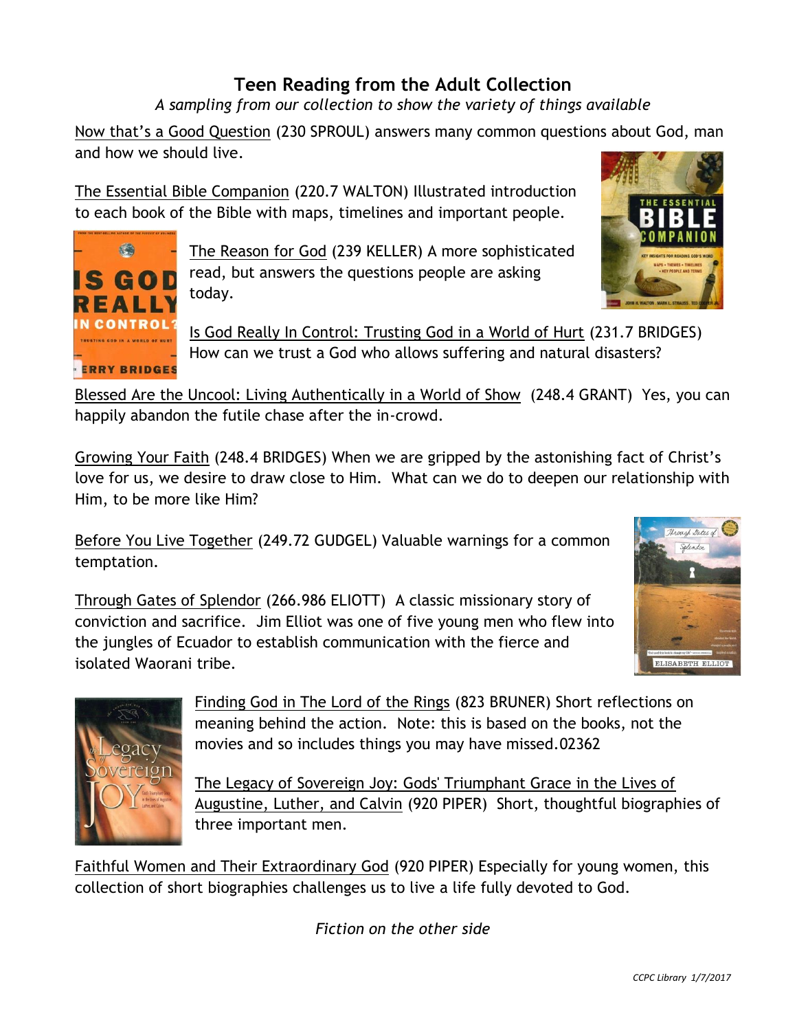# Teen Reading from the Adult Collection

*A sampling from our collection to show the variety of things available*

Now that's a Good Question (230 SPROUL) answers many common questions about God, man and how we should live.

The Essential Bible Companion (220.7 WALTON) Illustrated introduction to each book of the Bible with maps, timelines and important people.

The Reason for God (239 KELLER) A more sophisticated read, but answers the questions people are asking today.

Is God Really In Control: Trusting God in a World of Hurt (231.7 BRIDGES) How can we trust a God who allows suffering and natural disasters?

Blessed Are the Uncool: Living Authentically in a World of Show (248.4 GRANT) Yes, you can happily abandon the futile chase after the in-crowd.

Growing Your Faith (248.4 BRIDGES) When we are gripped by the astonishing fact of Christ's love for us, we desire to draw close to Him. What can we do to deepen our relationship with Him, to be more like Him?

Before You Live Together (249.72 GUDGEL) Valuable warnings for a common temptation.

Through Gates of Splendor (266.986 ELIOTT) A classic missionary story of conviction and sacrifice. Jim Elliot was one of five young men who flew into the jungles of Ecuador to establish communication with the fierce and isolated Waorani tribe.

Finding God in The Lord of the Rings (823 BRUNER) Short reflections on meaning behind the action. Note: this is based on the books, not the movies and so includes things you may have missed.02362

The Legacy of Sovereign Joy: Gods' Triumphant Grace in the Lives of Augustine, Luther, and Calvin (920 PIPER) Short, thoughtful biographies of three important men.

Faithful Women and Their Extraordinary God (920 PIPER) Especially for young women, this collection of short biographies challenges us to live a life fully devoted to God.

*Fiction on the other side*

*CCPC Library 1/7/2017*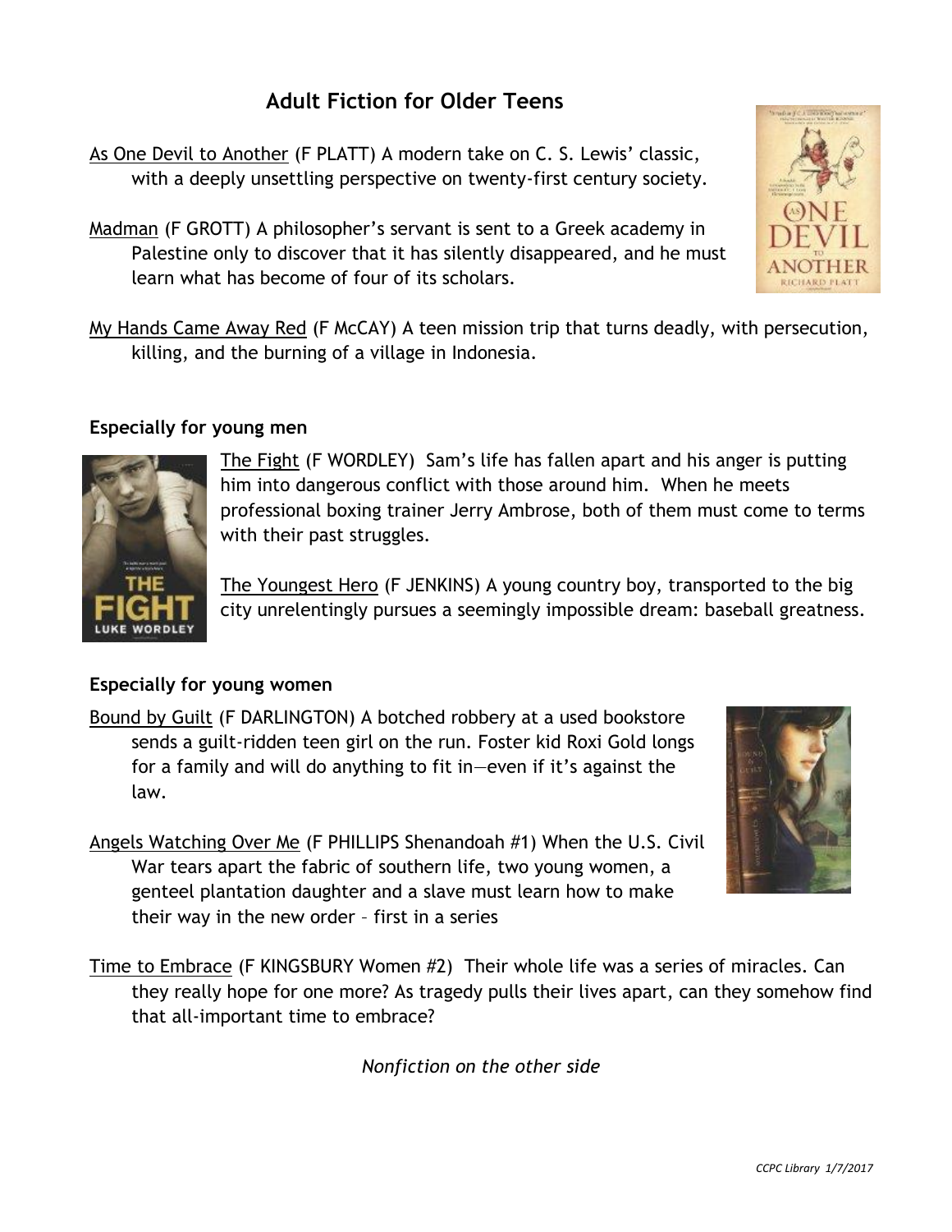# Adult Fiction for Older Teens

As One Devil to Another (F PLATT) A modern take on C. S. Lewis' classic, with a deeply unsettling perspective on twenty-first century society.

Madman (F GROTT) A philosopher's servant is sent to a Greek academy in Palestine only to discover that it has silently disappeared, and he must learn what has become of four of its scholars.

My Hands Came Away Red (F McCAY) A teen mission trip that turns deadly, with persecution, killing, and the burning of a village in Indonesia.

**Especially for young men**

The Fight (F WORDLEY) Sam's life has fallen apart and his anger is putting him into dangerous conflict with those around him. When he meets professional boxing trainer Jerry Ambrose, both of them must come to terms with their past struggles.

The Youngest Hero (F JENKINS) A young country boy, transported to the big city unrelentingly pursues a seemingly impossible dream: baseball greatness.

**Especially for young women**

Bound by Guilt (F DARLINGTON) A botched robbery at a used bookstore sends a guilt-ridden teen girl on the run. Foster kid Roxi Gold longs for a family and will do anything to fit in—even if it's against the law.

Angels Watching Over Me (F PHILLIPS Shenandoah #1) When the U.S. Civil War tears apart the fabric of southern life, two young women, a genteel plantation daughter and a slave must learn how to make their way in the new order – first in a series

Time to Embrace (F KINGSBURY Women #2) Their whole life was a series of miracles. Can they really hope for one more? As tragedy pulls their lives apart, can they somehow find that all-important time to embrace?

*Nonfiction on the other side*

*CCPC Library 1/7/2017*